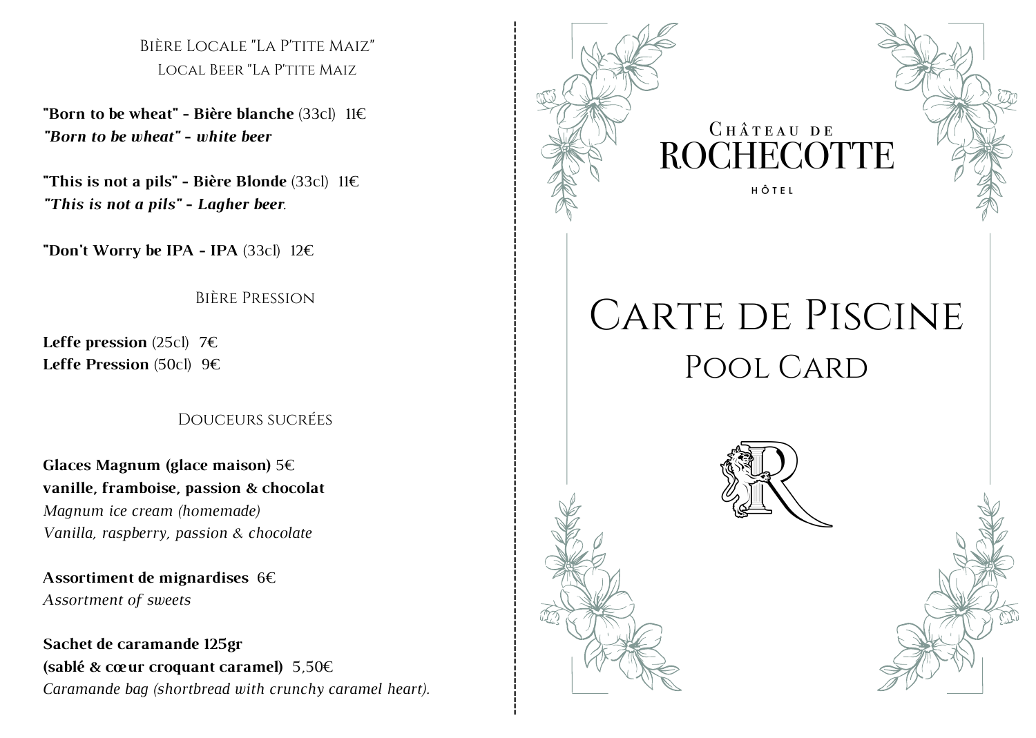## Bière Locale "La P'tite Maiz"
## Local Beer "La P'tite Maiz

**"Born to be wheat" - Bière blanche** (33cl) 11€
***"Born to be wheat" - white beer***

**"This is not a pils" - Bière Blonde** (33cl) 11€
***"This is not a pils" - Lagher beer***.

**"Don't Worry be IPA - IPA** (33cl) 12€

## Bière Pression

**Leffe pression** (25cl) 7€
**Leffe Pression** (50cl) 9€

## Douceurs sucrées

**Glaces Magnum (glace maison)** 5€
**vanille, framboise, passion & chocolat**
*Magnum ice cream (homemade)*
*Vanilla, raspberry, passion & chocolate*

**Assortiment de mignardises** 6€
*Assortment of sweets*

**Sachet de caramande 125gr**
**(sablé & cœur croquant caramel)** 5,50€
*Caramande bag (shortbread with crunchy caramel heart).*

---

Château de
# ROCHECOTTE
HÔTEL

# Carte de Piscine
## Pool Card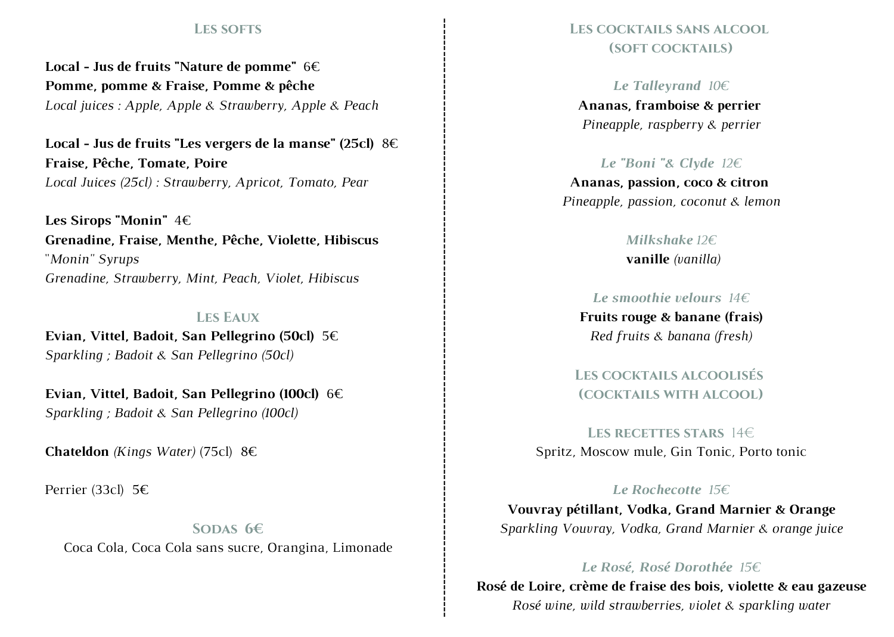## Les softs

**Local - Jus de fruits "Nature de pomme"** 6€
**Pomme, pomme & Fraise, Pomme & pêche**
*Local juices : Apple, Apple & Strawberry, Apple & Peach*

**Local - Jus de fruits "Les vergers de la manse" (25cl)** 8€
**Fraise, Pêche, Tomate, Poire**
*Local Juices (25cl) : Strawberry, Apricot, Tomato, Pear*

**Les Sirops "Monin"** 4€
**Grenadine, Fraise, Menthe, Pêche, Violette, Hibiscus**
*"Monin" Syrups*
*Grenadine, Strawberry, Mint, Peach, Violet, Hibiscus*

## Les Eaux

**Evian, Vittel, Badoit, San Pellegrino (50cl)** 5€
*Sparkling ; Badoit & San Pellegrino (50cl)*

**Evian, Vittel, Badoit, San Pellegrino (100cl)** 6€
*Sparkling ; Badoit & San Pellegrino (100cl)*

**Chateldon** *(Kings Water)* (75cl) 8€

Perrier (33cl) 5€

## Sodas 6€

Coca Cola, Coca Cola sans sucre, Orangina, Limonade

## Les cocktails sans alcool (soft cocktails)

***Le Talleyrand*** *10€*
**Ananas, framboise & perrier**
*Pineapple, raspberry & perrier*

***Le "Boni "& Clyde*** *12€*
**Ananas, passion, coco & citron**
*Pineapple, passion, coconut & lemon*

***Milkshake*** *12€*
**vanille** *(vanilla)*

***Le smoothie velours*** *14€*
**Fruits rouge & banane (frais)**
*Red fruits & banana (fresh)*

## Les cocktails alcoolisés (cocktails with alcool)

### Les recettes stars 14€

Spritz, Moscow mule, Gin Tonic, Porto tonic

***Le Rochecotte*** *15€*
**Vouvray pétillant, Vodka, Grand Marnier & Orange**
*Sparkling Vouvray, Vodka, Grand Marnier & orange juice*

***Le Rosé, Rosé Dorothée*** *15€*
**Rosé de Loire, crème de fraise des bois, violette & eau gazeuse**
*Rosé wine, wild strawberries, violet & sparkling water*